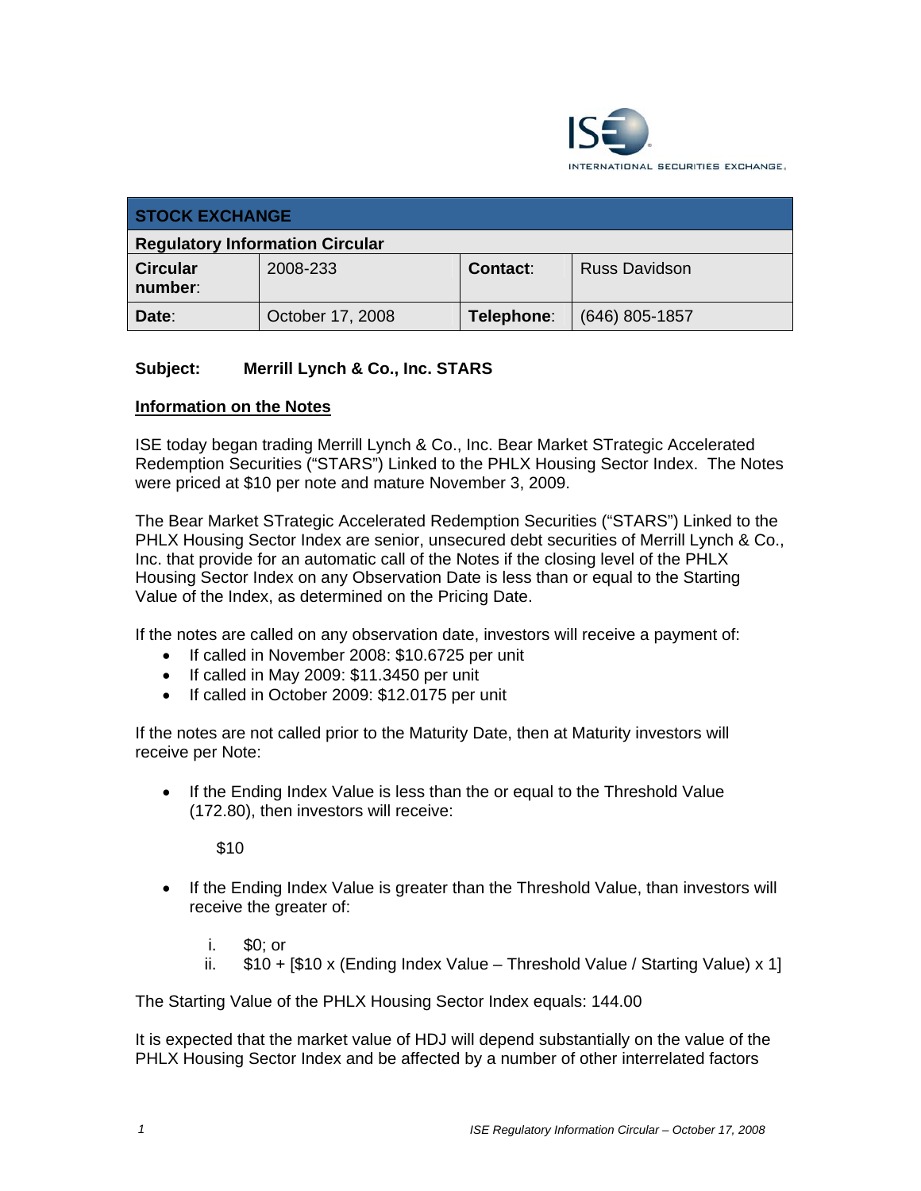INTERNATIONAL SECURITIES EXCHANGE.

| STOCK EXCHANGE | | | |
|---|---|---|---|
| **Regulatory Information Circular** | | | |
| **Circular number:** | 2008-233 | **Contact:** | Russ Davidson |
| **Date:** | October 17, 2008 | **Telephone:** | (646) 805-1857 |

**Subject: Merrill Lynch & Co., Inc. STARS**

**Information on the Notes**

ISE today began trading Merrill Lynch & Co., Inc. Bear Market STrategic Accelerated Redemption Securities ("STARS") Linked to the PHLX Housing Sector Index. The Notes were priced at $10 per note and mature November 3, 2009.

The Bear Market STrategic Accelerated Redemption Securities ("STARS") Linked to the PHLX Housing Sector Index are senior, unsecured debt securities of Merrill Lynch & Co., Inc. that provide for an automatic call of the Notes if the closing level of the PHLX Housing Sector Index on any Observation Date is less than or equal to the Starting Value of the Index, as determined on the Pricing Date.

If the notes are called on any observation date, investors will receive a payment of:

- If called in November 2008: $10.6725 per unit
- If called in May 2009: $11.3450 per unit
- If called in October 2009: $12.0175 per unit

If the notes are not called prior to the Maturity Date, then at Maturity investors will receive per Note:

- If the Ending Index Value is less than the or equal to the Threshold Value (172.80), then investors will receive:

  $10

- If the Ending Index Value is greater than the Threshold Value, than investors will receive the greater of:

  i. $0; or
  ii. $10 + [$10 x (Ending Index Value – Threshold Value / Starting Value) x 1]

The Starting Value of the PHLX Housing Sector Index equals: 144.00

It is expected that the market value of HDJ will depend substantially on the value of the PHLX Housing Sector Index and be affected by a number of other interrelated factors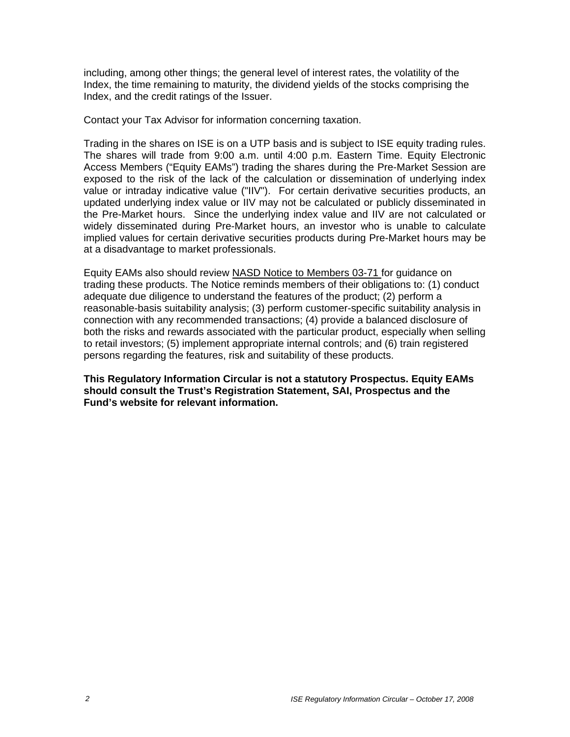including, among other things; the general level of interest rates, the volatility of the Index, the time remaining to maturity, the dividend yields of the stocks comprising the Index, and the credit ratings of the Issuer.

Contact your Tax Advisor for information concerning taxation.

Trading in the shares on ISE is on a UTP basis and is subject to ISE equity trading rules. The shares will trade from 9:00 a.m. until 4:00 p.m. Eastern Time. Equity Electronic Access Members ("Equity EAMs") trading the shares during the Pre-Market Session are exposed to the risk of the lack of the calculation or dissemination of underlying index value or intraday indicative value ("IIV"). For certain derivative securities products, an updated underlying index value or IIV may not be calculated or publicly disseminated in the Pre-Market hours. Since the underlying index value and IIV are not calculated or widely disseminated during Pre-Market hours, an investor who is unable to calculate implied values for certain derivative securities products during Pre-Market hours may be at a disadvantage to market professionals.

Equity EAMs also should review NASD Notice to Members 03-71 for guidance on trading these products. The Notice reminds members of their obligations to: (1) conduct adequate due diligence to understand the features of the product; (2) perform a reasonable-basis suitability analysis; (3) perform customer-specific suitability analysis in connection with any recommended transactions; (4) provide a balanced disclosure of both the risks and rewards associated with the particular product, especially when selling to retail investors; (5) implement appropriate internal controls; and (6) train registered persons regarding the features, risk and suitability of these products.

**This Regulatory Information Circular is not a statutory Prospectus. Equity EAMs should consult the Trust's Registration Statement, SAI, Prospectus and the Fund's website for relevant information.**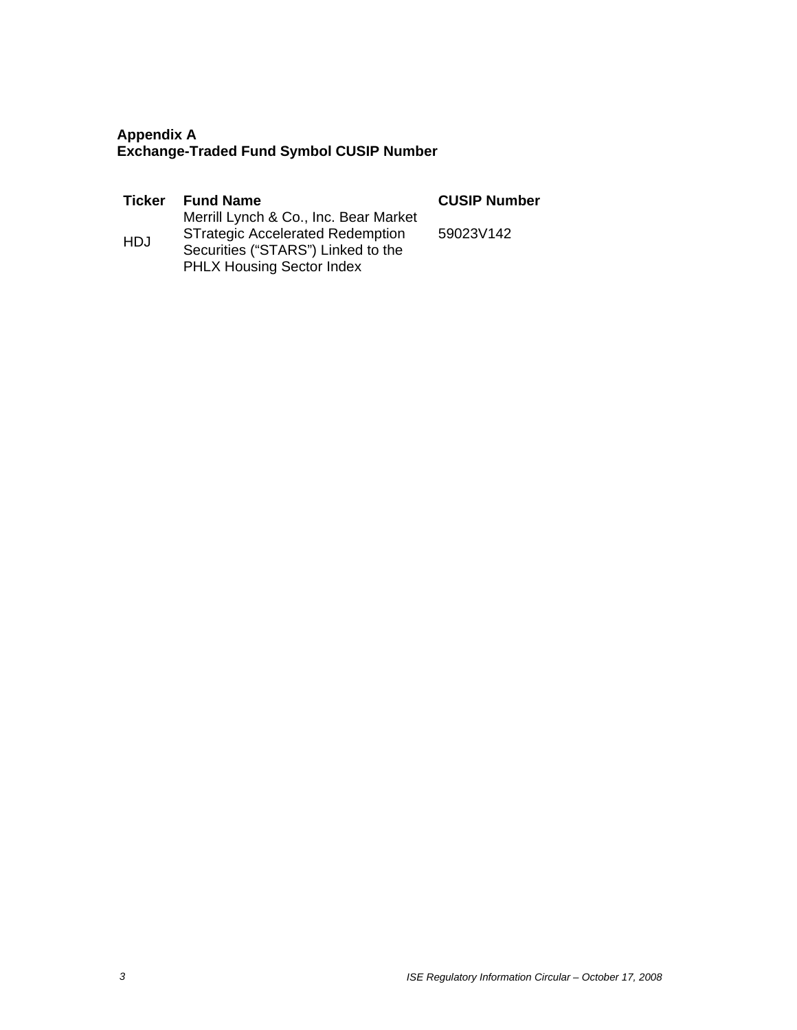**Appendix A**
**Exchange-Traded Fund Symbol CUSIP Number**

| Ticker | Fund Name | CUSIP Number |
|---|---|---|
| HDJ | Merrill Lynch & Co., Inc. Bear Market STrategic Accelerated Redemption Securities (“STARS”) Linked to the PHLX Housing Sector Index | 59023V142 |